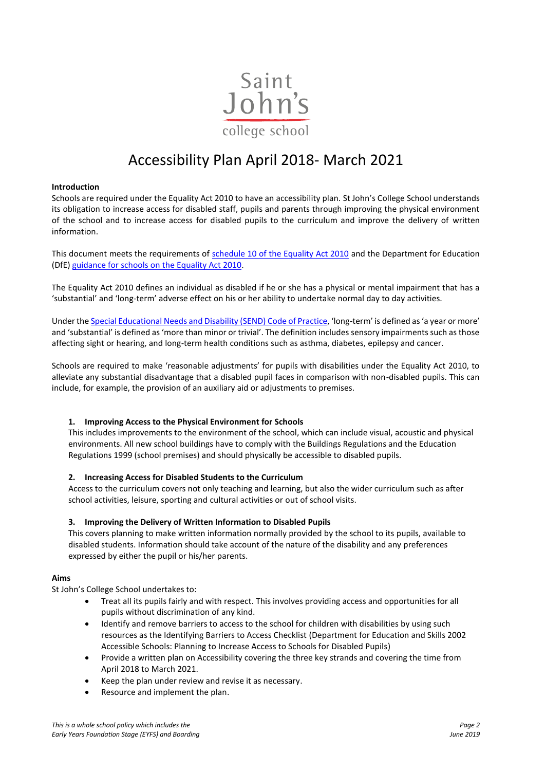Saint John's college school

# Accessibility Plan April 2018- March 2021

**Introduction**

Schools are required under the Equality Act 2010 to have an accessibility plan. St John's College School understands its obligation to increase access for disabled staff, pupils and parents through improving the physical environment of the school and to increase access for disabled pupils to the curriculum and improve the delivery of written information.

This document meets the requirements of [schedule 10 of the Equality Act 2010] and the Department for Education (DfE) [guidance for schools on the Equality Act 2010].

The Equality Act 2010 defines an individual as disabled if he or she has a physical or mental impairment that has a 'substantial' and 'long-term' adverse effect on his or her ability to undertake normal day to day activities.

Under the [Special Educational Needs and Disability (SEND) Code of Practice], 'long-term' is defined as 'a year or more' and 'substantial' is defined as 'more than minor or trivial'. The definition includes sensory impairments such as those affecting sight or hearing, and long-term health conditions such as asthma, diabetes, epilepsy and cancer.

Schools are required to make 'reasonable adjustments' for pupils with disabilities under the Equality Act 2010, to alleviate any substantial disadvantage that a disabled pupil faces in comparison with non-disabled pupils. This can include, for example, the provision of an auxiliary aid or adjustments to premises.

1. **Improving Access to the Physical Environment for Schools**
   This includes improvements to the environment of the school, which can include visual, acoustic and physical environments. All new school buildings have to comply with the Buildings Regulations and the Education Regulations 1999 (school premises) and should physically be accessible to disabled pupils.

2. **Increasing Access for Disabled Students to the Curriculum**
   Access to the curriculum covers not only teaching and learning, but also the wider curriculum such as after school activities, leisure, sporting and cultural activities or out of school visits.

3. **Improving the Delivery of Written Information to Disabled Pupils**
   This covers planning to make written information normally provided by the school to its pupils, available to disabled students. Information should take account of the nature of the disability and any preferences expressed by either the pupil or his/her parents.

**Aims**

St John's College School undertakes to:

- Treat all its pupils fairly and with respect. This involves providing access and opportunities for all pupils without discrimination of any kind.
- Identify and remove barriers to access to the school for children with disabilities by using such resources as the Identifying Barriers to Access Checklist (Department for Education and Skills 2002 Accessible Schools: Planning to Increase Access to Schools for Disabled Pupils)
- Provide a written plan on Accessibility covering the three key strands and covering the time from April 2018 to March 2021.
- Keep the plan under review and revise it as necessary.
- Resource and implement the plan.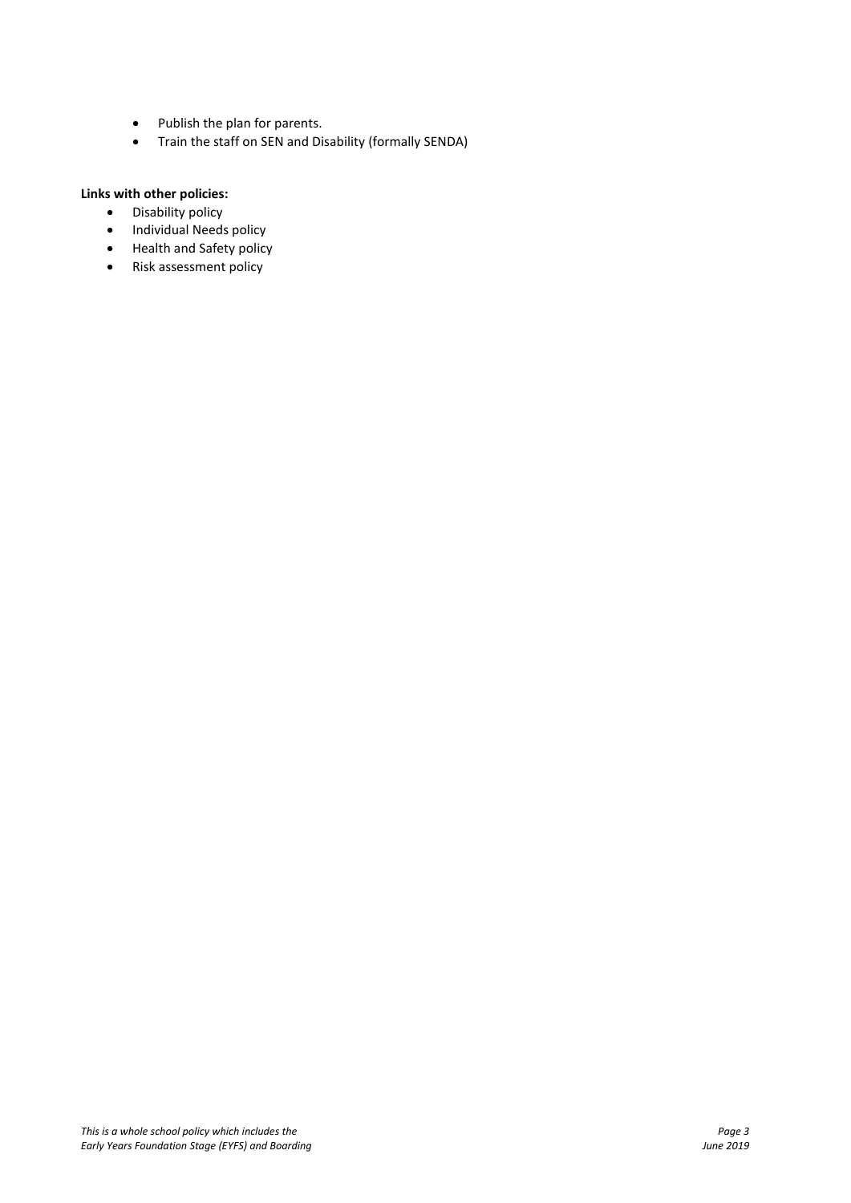- Publish the plan for parents.
- Train the staff on SEN and Disability (formally SENDA)

**Links with other policies:**

- Disability policy
- Individual Needs policy
- Health and Safety policy
- Risk assessment policy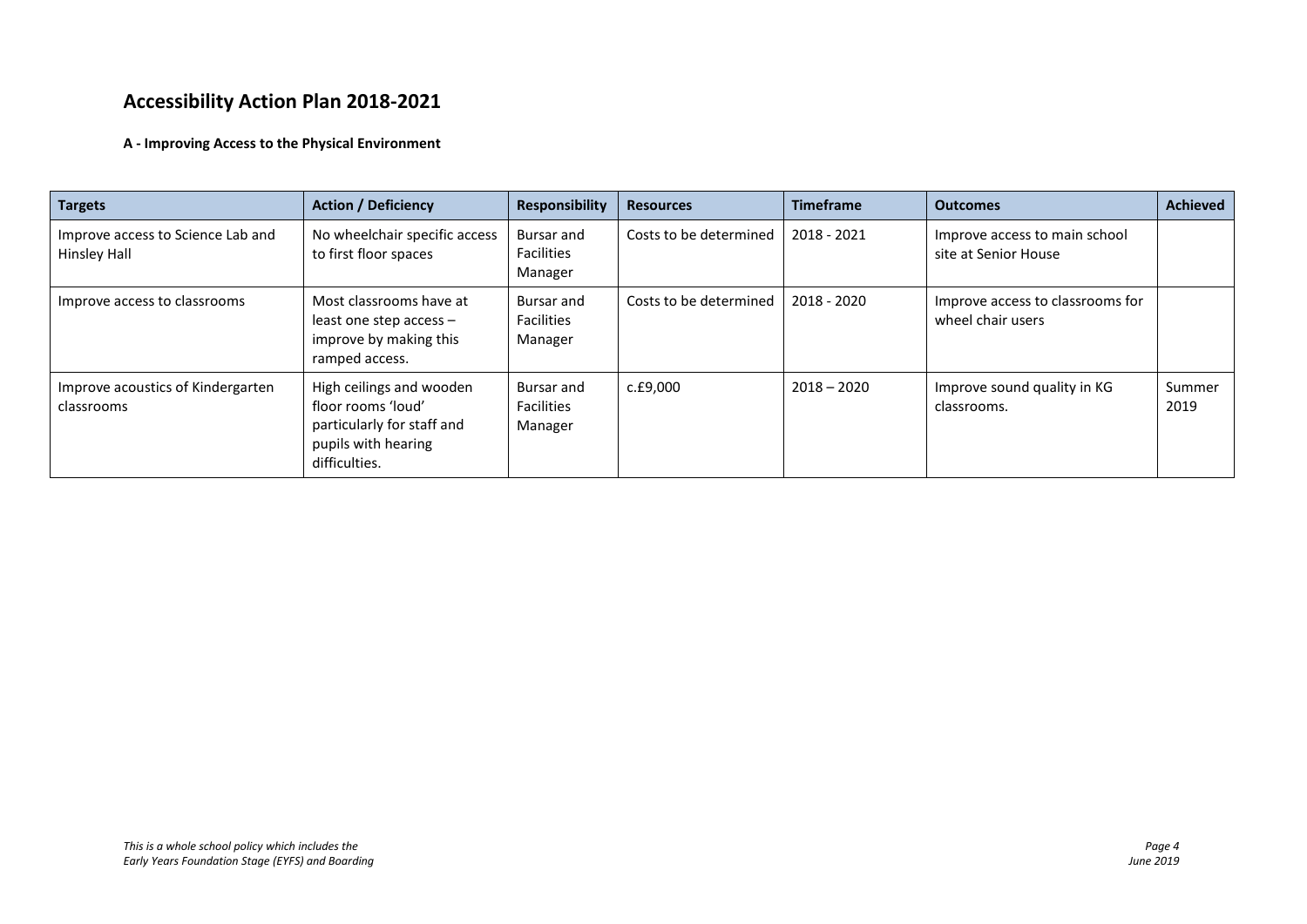## Accessibility Action Plan 2018-2021

#### A - Improving Access to the Physical Environment

| Targets | Action / Deficiency | Responsibility | Resources | Timeframe | Outcomes | Achieved |
|---|---|---|---|---|---|---|
| Improve access to Science Lab and Hinsley Hall | No wheelchair specific access to first floor spaces | Bursar and Facilities Manager | Costs to be determined | 2018 - 2021 | Improve access to main school site at Senior House | |
| Improve access to classrooms | Most classrooms have at least one step access – improve by making this ramped access. | Bursar and Facilities Manager | Costs to be determined | 2018 - 2020 | Improve access to classrooms for wheel chair users | |
| Improve acoustics of Kindergarten classrooms | High ceilings and wooden floor rooms 'loud' particularly for staff and pupils with hearing difficulties. | Bursar and Facilities Manager | c.£9,000 | 2018 – 2020 | Improve sound quality in KG classrooms. | Summer 2019 |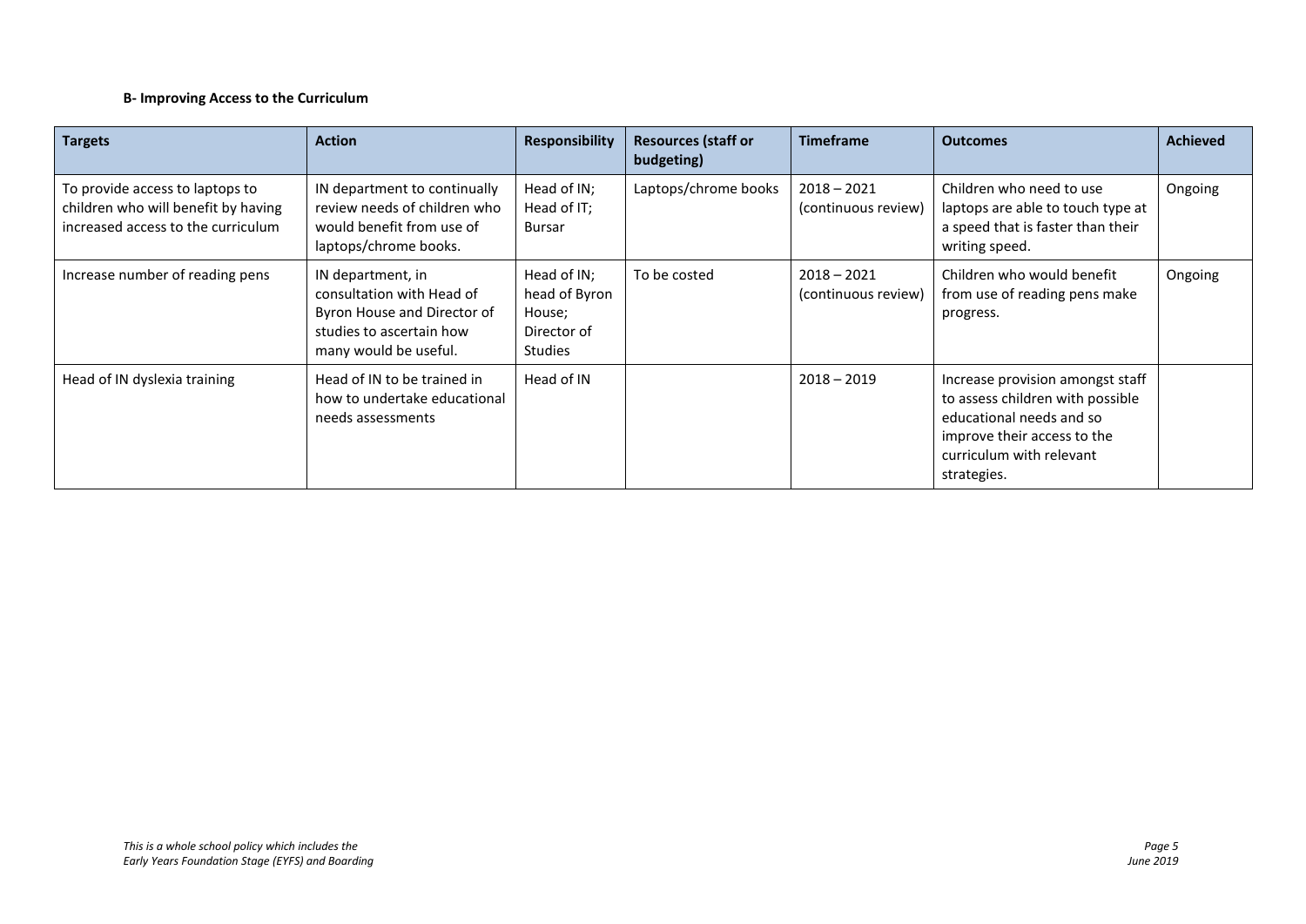**B- Improving Access to the Curriculum**

| Targets | Action | Responsibility | Resources (staff or budgeting) | Timeframe | Outcomes | Achieved |
|---|---|---|---|---|---|---|
| To provide access to laptops to children who will benefit by having increased access to the curriculum | IN department to continually review needs of children who would benefit from use of laptops/chrome books. | Head of IN; Head of IT; Bursar | Laptops/chrome books | 2018 – 2021 (continuous review) | Children who need to use laptops are able to touch type at a speed that is faster than their writing speed. | Ongoing |
| Increase number of reading pens | IN department, in consultation with Head of Byron House and Director of studies to ascertain how many would be useful. | Head of IN; head of Byron House; Director of Studies | To be costed | 2018 – 2021 (continuous review) | Children who would benefit from use of reading pens make progress. | Ongoing |
| Head of IN dyslexia training | Head of IN to be trained in how to undertake educational needs assessments | Head of IN | | 2018 – 2019 | Increase provision amongst staff to assess children with possible educational needs and so improve their access to the curriculum with relevant strategies. | |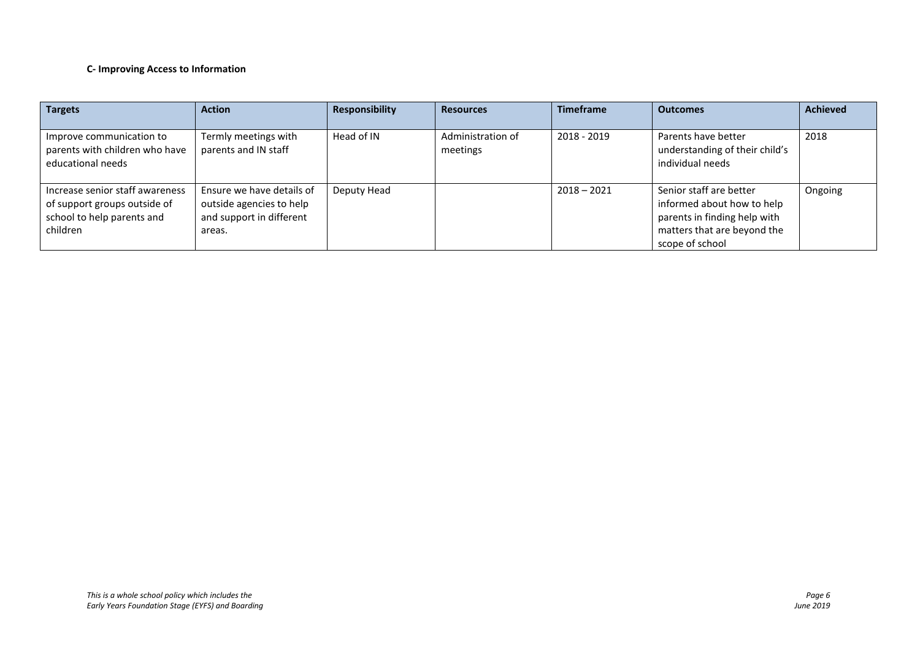**C- Improving Access to Information**

| Targets | Action | Responsibility | Resources | Timeframe | Outcomes | Achieved |
|---|---|---|---|---|---|---|
| Improve communication to parents with children who have educational needs | Termly meetings with parents and IN staff | Head of IN | Administration of meetings | 2018 - 2019 | Parents have better understanding of their child's individual needs | 2018 |
| Increase senior staff awareness of support groups outside of school to help parents and children | Ensure we have details of outside agencies to help and support in different areas. | Deputy Head | | 2018 – 2021 | Senior staff are better informed about how to help parents in finding help with matters that are beyond the scope of school | Ongoing |